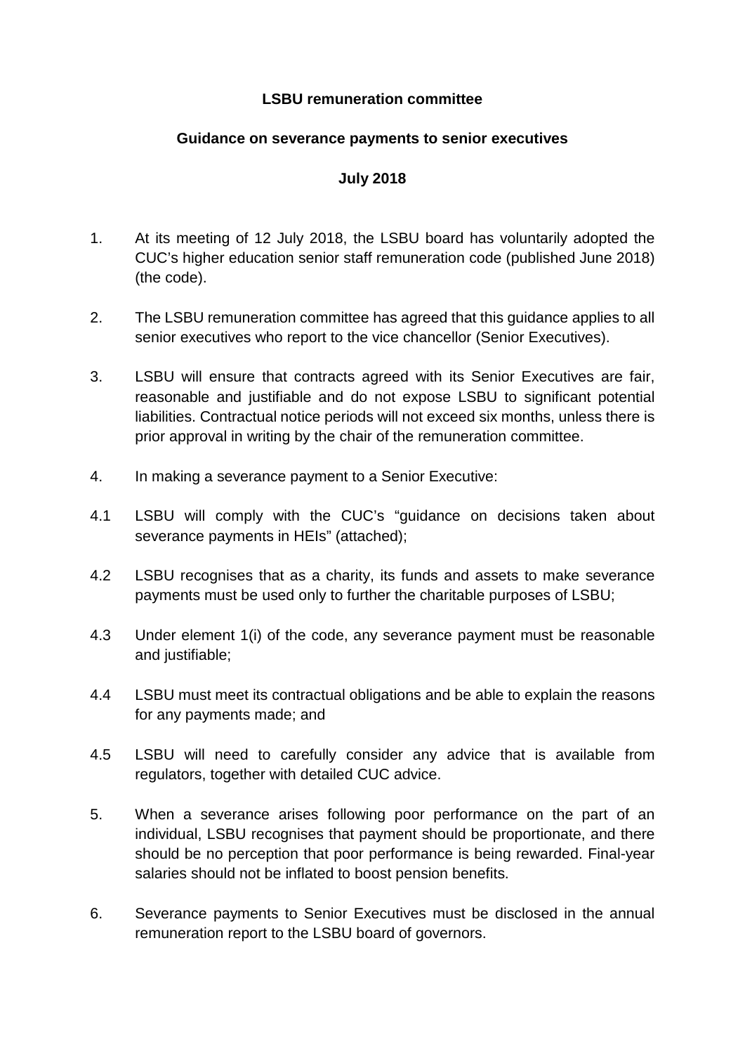**LSBU remuneration committee**

**Guidance on severance payments to senior executives**

**July 2018**

1. At its meeting of 12 July 2018, the LSBU board has voluntarily adopted the CUC's higher education senior staff remuneration code (published June 2018) (the code).

2. The LSBU remuneration committee has agreed that this guidance applies to all senior executives who report to the vice chancellor (Senior Executives).

3. LSBU will ensure that contracts agreed with its Senior Executives are fair, reasonable and justifiable and do not expose LSBU to significant potential liabilities. Contractual notice periods will not exceed six months, unless there is prior approval in writing by the chair of the remuneration committee.

4. In making a severance payment to a Senior Executive:

4.1 LSBU will comply with the CUC's "guidance on decisions taken about severance payments in HEIs" (attached);

4.2 LSBU recognises that as a charity, its funds and assets to make severance payments must be used only to further the charitable purposes of LSBU;

4.3 Under element 1(i) of the code, any severance payment must be reasonable and justifiable;

4.4 LSBU must meet its contractual obligations and be able to explain the reasons for any payments made; and

4.5 LSBU will need to carefully consider any advice that is available from regulators, together with detailed CUC advice.

5. When a severance arises following poor performance on the part of an individual, LSBU recognises that payment should be proportionate, and there should be no perception that poor performance is being rewarded. Final-year salaries should not be inflated to boost pension benefits.

6. Severance payments to Senior Executives must be disclosed in the annual remuneration report to the LSBU board of governors.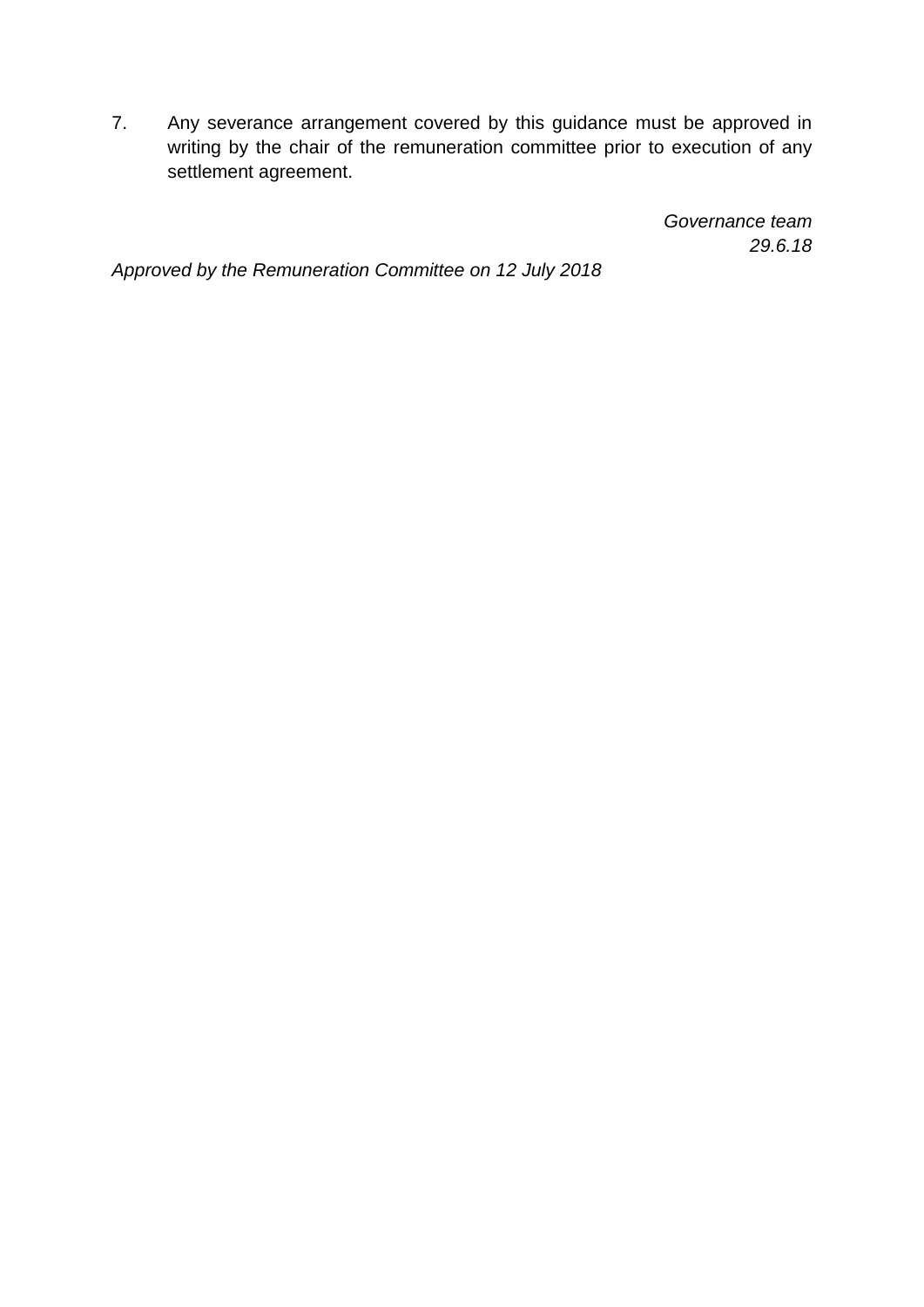7. Any severance arrangement covered by this guidance must be approved in writing by the chair of the remuneration committee prior to execution of any settlement agreement.

*Governance team*
*29.6.18*

*Approved by the Remuneration Committee on 12 July 2018*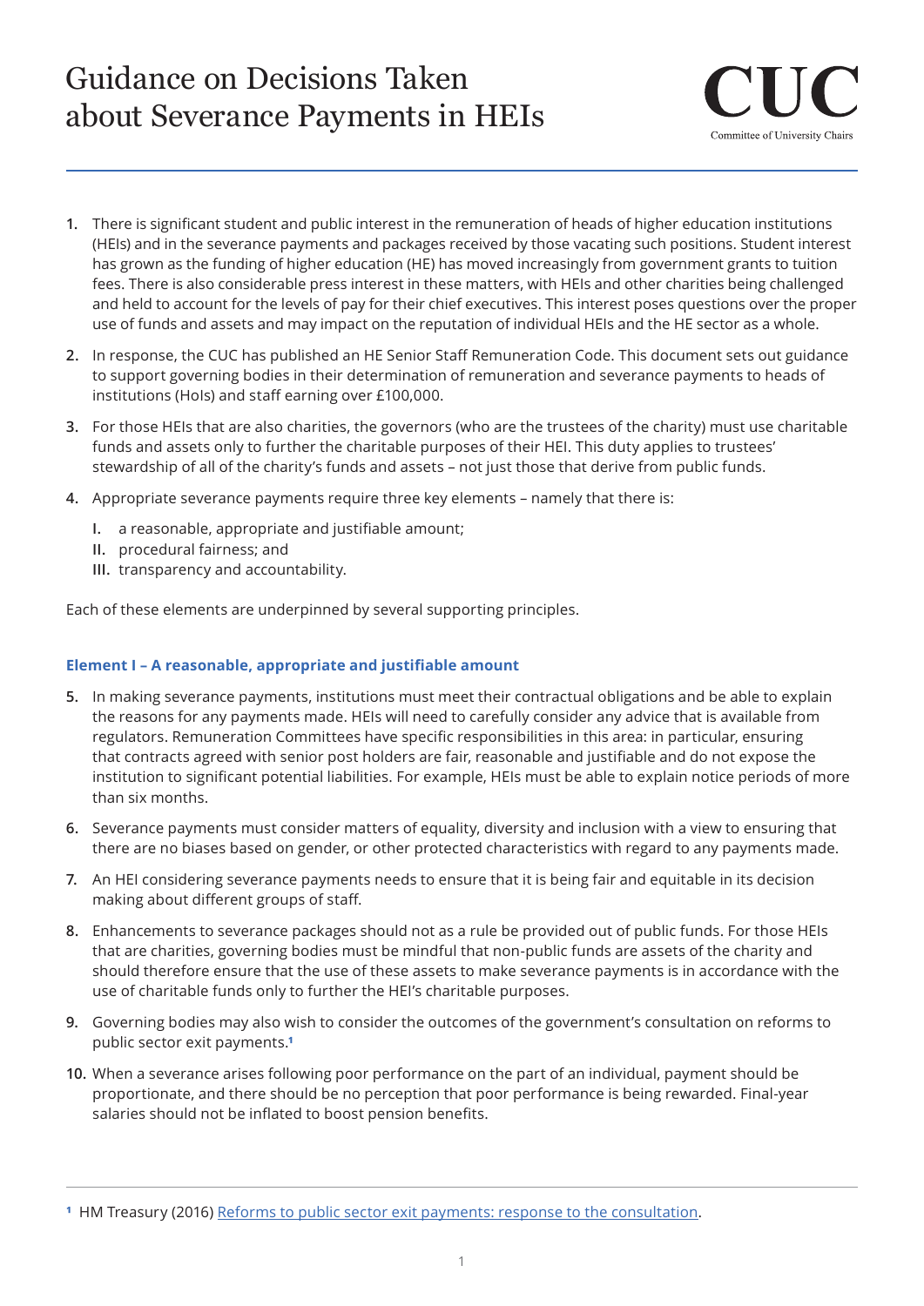# Guidance on Decisions Taken about Severance Payments in HEIs

CUC
Committee of University Chairs

1. There is significant student and public interest in the remuneration of heads of higher education institutions (HEIs) and in the severance payments and packages received by those vacating such positions. Student interest has grown as the funding of higher education (HE) has moved increasingly from government grants to tuition fees. There is also considerable press interest in these matters, with HEIs and other charities being challenged and held to account for the levels of pay for their chief executives. This interest poses questions over the proper use of funds and assets and may impact on the reputation of individual HEIs and the HE sector as a whole.

2. In response, the CUC has published an HE Senior Staff Remuneration Code. This document sets out guidance to support governing bodies in their determination of remuneration and severance payments to heads of institutions (HoIs) and staff earning over £100,000.

3. For those HEIs that are also charities, the governors (who are the trustees of the charity) must use charitable funds and assets only to further the charitable purposes of their HEI. This duty applies to trustees' stewardship of all of the charity's funds and assets – not just those that derive from public funds.

4. Appropriate severance payments require three key elements – namely that there is:

   I. a reasonable, appropriate and justifiable amount;
   II. procedural fairness; and
   III. transparency and accountability.

Each of these elements are underpinned by several supporting principles.

### Element I – A reasonable, appropriate and justifiable amount

5. In making severance payments, institutions must meet their contractual obligations and be able to explain the reasons for any payments made. HEIs will need to carefully consider any advice that is available from regulators. Remuneration Committees have specific responsibilities in this area: in particular, ensuring that contracts agreed with senior post holders are fair, reasonable and justifiable and do not expose the institution to significant potential liabilities. For example, HEIs must be able to explain notice periods of more than six months.

6. Severance payments must consider matters of equality, diversity and inclusion with a view to ensuring that there are no biases based on gender, or other protected characteristics with regard to any payments made.

7. An HEI considering severance payments needs to ensure that it is being fair and equitable in its decision making about different groups of staff.

8. Enhancements to severance packages should not as a rule be provided out of public funds. For those HEIs that are charities, governing bodies must be mindful that non-public funds are assets of the charity and should therefore ensure that the use of these assets to make severance payments is in accordance with the use of charitable funds only to further the HEI's charitable purposes.

9. Governing bodies may also wish to consider the outcomes of the government's consultation on reforms to public sector exit payments.[1]

10. When a severance arises following poor performance on the part of an individual, payment should be proportionate, and there should be no perception that poor performance is being rewarded. Final-year salaries should not be inflated to boost pension benefits.

---

[1] HM Treasury (2016) Reforms to public sector exit payments: response to the consultation.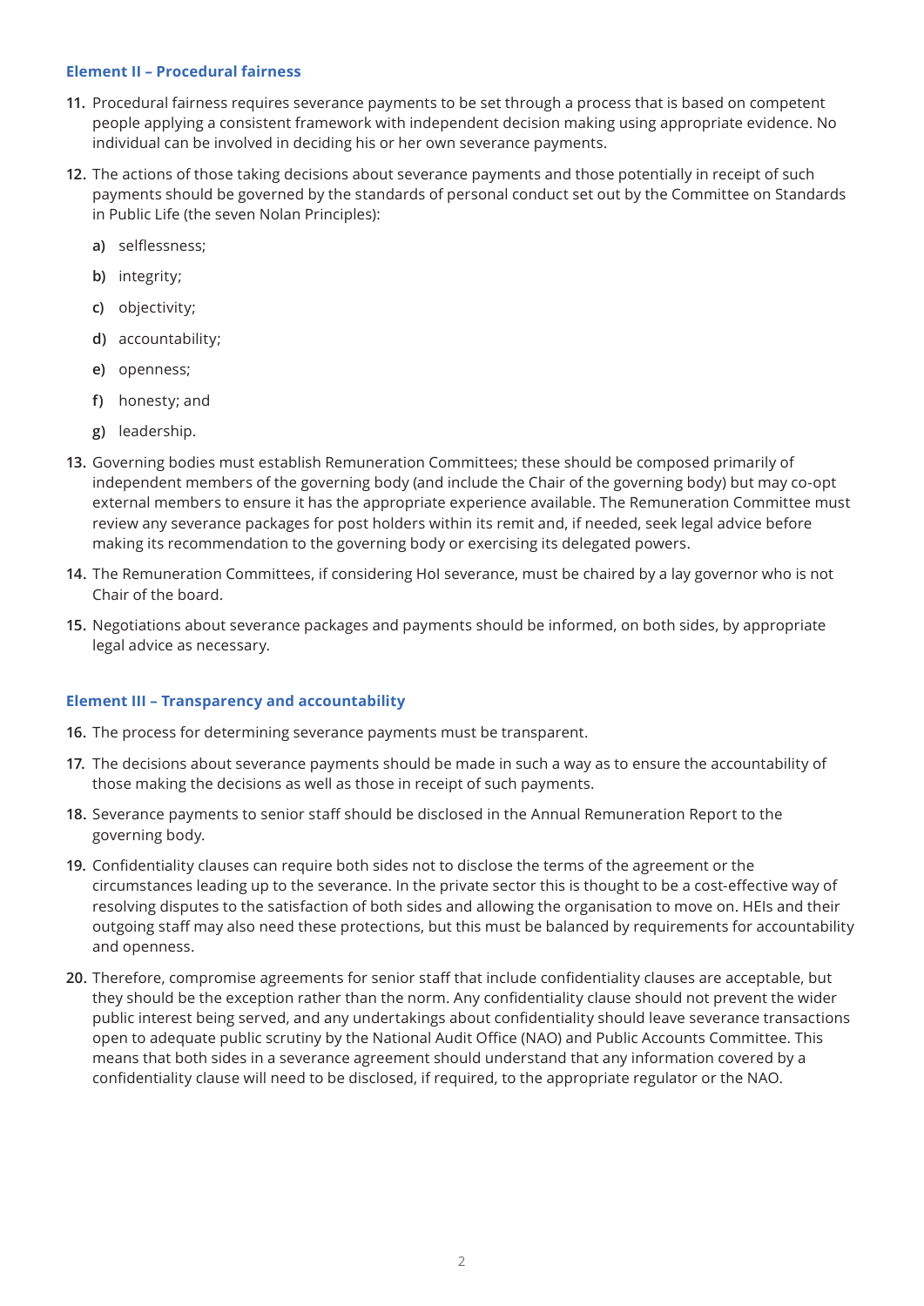### Element II – Procedural fairness

11. Procedural fairness requires severance payments to be set through a process that is based on competent people applying a consistent framework with independent decision making using appropriate evidence. No individual can be involved in deciding his or her own severance payments.

12. The actions of those taking decisions about severance payments and those potentially in receipt of such payments should be governed by the standards of personal conduct set out by the Committee on Standards in Public Life (the seven Nolan Principles):

    a) selflessness;

    b) integrity;

    c) objectivity;

    d) accountability;

    e) openness;

    f) honesty; and

    g) leadership.

13. Governing bodies must establish Remuneration Committees; these should be composed primarily of independent members of the governing body (and include the Chair of the governing body) but may co-opt external members to ensure it has the appropriate experience available. The Remuneration Committee must review any severance packages for post holders within its remit and, if needed, seek legal advice before making its recommendation to the governing body or exercising its delegated powers.

14. The Remuneration Committees, if considering HoI severance, must be chaired by a lay governor who is not Chair of the board.

15. Negotiations about severance packages and payments should be informed, on both sides, by appropriate legal advice as necessary.

### Element III – Transparency and accountability

16. The process for determining severance payments must be transparent.

17. The decisions about severance payments should be made in such a way as to ensure the accountability of those making the decisions as well as those in receipt of such payments.

18. Severance payments to senior staff should be disclosed in the Annual Remuneration Report to the governing body.

19. Confidentiality clauses can require both sides not to disclose the terms of the agreement or the circumstances leading up to the severance. In the private sector this is thought to be a cost-effective way of resolving disputes to the satisfaction of both sides and allowing the organisation to move on. HEIs and their outgoing staff may also need these protections, but this must be balanced by requirements for accountability and openness.

20. Therefore, compromise agreements for senior staff that include confidentiality clauses are acceptable, but they should be the exception rather than the norm. Any confidentiality clause should not prevent the wider public interest being served, and any undertakings about confidentiality should leave severance transactions open to adequate public scrutiny by the National Audit Office (NAO) and Public Accounts Committee. This means that both sides in a severance agreement should understand that any information covered by a confidentiality clause will need to be disclosed, if required, to the appropriate regulator or the NAO.